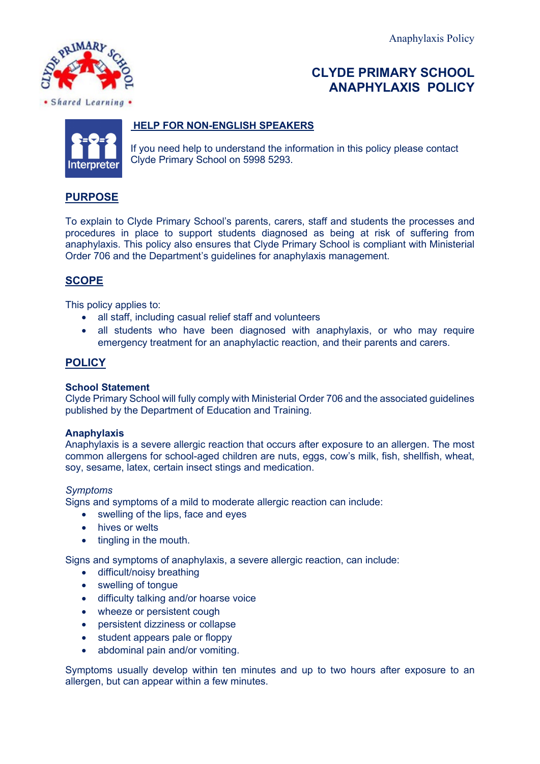# CLYDE PRIMARY SCHOOL ANAPHYLAXIS POLICY

## HELP FOR NON-ENGLISH SPEAKERS

If you need help to understand the information in this policy please contact Clyde Primary School on 5998 5293.

## PURPOSE

To explain to Clyde Primary School's parents, carers, staff and students the processes and procedures in place to support students diagnosed as being at risk of suffering from anaphylaxis. This policy also ensures that Clyde Primary School is compliant with Ministerial Order 706 and the Department's guidelines for anaphylaxis management.

## SCOPE

This policy applies to:

- all staff, including casual relief staff and volunteers
- all students who have been diagnosed with anaphylaxis, or who may require emergency treatment for an anaphylactic reaction, and their parents and carers.

## POLICY

### School Statement

Clyde Primary School will fully comply with Ministerial Order 706 and the associated guidelines published by the Department of Education and Training.

### Anaphylaxis

Anaphylaxis is a severe allergic reaction that occurs after exposure to an allergen. The most common allergens for school-aged children are nuts, eggs, cow's milk, fish, shellfish, wheat, soy, sesame, latex, certain insect stings and medication.

*Symptoms*

Signs and symptoms of a mild to moderate allergic reaction can include:

- swelling of the lips, face and eyes
- hives or welts
- tingling in the mouth.

Signs and symptoms of anaphylaxis, a severe allergic reaction, can include:

- difficult/noisy breathing
- swelling of tongue
- difficulty talking and/or hoarse voice
- wheeze or persistent cough
- persistent dizziness or collapse
- student appears pale or floppy
- abdominal pain and/or vomiting.

Symptoms usually develop within ten minutes and up to two hours after exposure to an allergen, but can appear within a few minutes.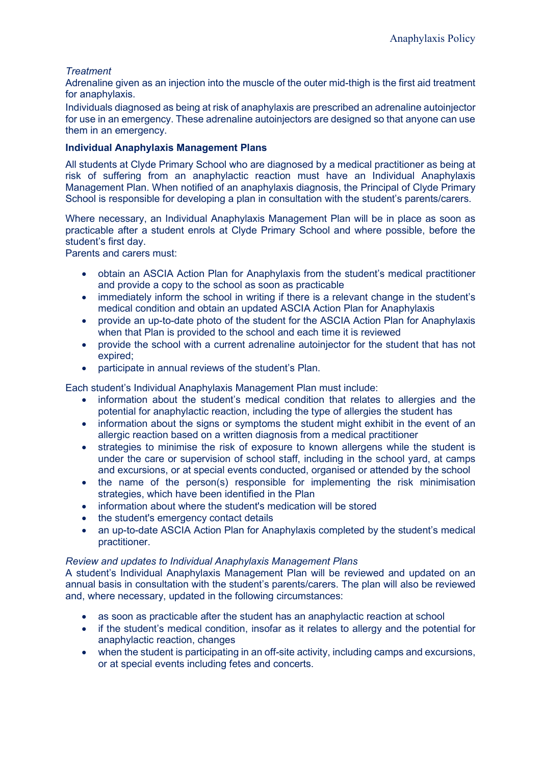*Treatment*

Adrenaline given as an injection into the muscle of the outer mid-thigh is the first aid treatment for anaphylaxis.

Individuals diagnosed as being at risk of anaphylaxis are prescribed an adrenaline autoinjector for use in an emergency. These adrenaline autoinjectors are designed so that anyone can use them in an emergency.

**Individual Anaphylaxis Management Plans**

All students at Clyde Primary School who are diagnosed by a medical practitioner as being at risk of suffering from an anaphylactic reaction must have an Individual Anaphylaxis Management Plan. When notified of an anaphylaxis diagnosis, the Principal of Clyde Primary School is responsible for developing a plan in consultation with the student's parents/carers.

Where necessary, an Individual Anaphylaxis Management Plan will be in place as soon as practicable after a student enrols at Clyde Primary School and where possible, before the student's first day.

Parents and carers must:

- obtain an ASCIA Action Plan for Anaphylaxis from the student's medical practitioner and provide a copy to the school as soon as practicable
- immediately inform the school in writing if there is a relevant change in the student's medical condition and obtain an updated ASCIA Action Plan for Anaphylaxis
- provide an up-to-date photo of the student for the ASCIA Action Plan for Anaphylaxis when that Plan is provided to the school and each time it is reviewed
- provide the school with a current adrenaline autoinjector for the student that has not expired;
- participate in annual reviews of the student's Plan.

Each student's Individual Anaphylaxis Management Plan must include:

- information about the student's medical condition that relates to allergies and the potential for anaphylactic reaction, including the type of allergies the student has
- information about the signs or symptoms the student might exhibit in the event of an allergic reaction based on a written diagnosis from a medical practitioner
- strategies to minimise the risk of exposure to known allergens while the student is under the care or supervision of school staff, including in the school yard, at camps and excursions, or at special events conducted, organised or attended by the school
- the name of the person(s) responsible for implementing the risk minimisation strategies, which have been identified in the Plan
- information about where the student's medication will be stored
- the student's emergency contact details
- an up-to-date ASCIA Action Plan for Anaphylaxis completed by the student's medical practitioner.

*Review and updates to Individual Anaphylaxis Management Plans*

A student's Individual Anaphylaxis Management Plan will be reviewed and updated on an annual basis in consultation with the student's parents/carers. The plan will also be reviewed and, where necessary, updated in the following circumstances:

- as soon as practicable after the student has an anaphylactic reaction at school
- if the student's medical condition, insofar as it relates to allergy and the potential for anaphylactic reaction, changes
- when the student is participating in an off-site activity, including camps and excursions, or at special events including fetes and concerts.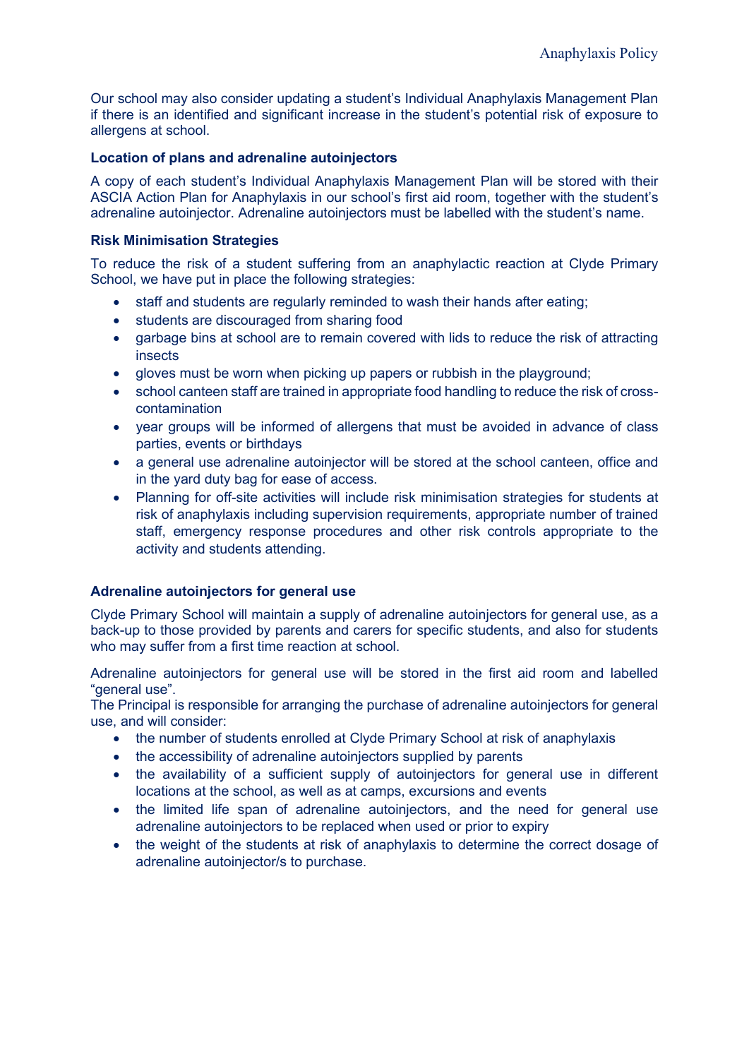Our school may also consider updating a student's Individual Anaphylaxis Management Plan if there is an identified and significant increase in the student's potential risk of exposure to allergens at school.

### Location of plans and adrenaline autoinjectors

A copy of each student's Individual Anaphylaxis Management Plan will be stored with their ASCIA Action Plan for Anaphylaxis in our school's first aid room, together with the student's adrenaline autoinjector. Adrenaline autoinjectors must be labelled with the student's name.

### Risk Minimisation Strategies

To reduce the risk of a student suffering from an anaphylactic reaction at Clyde Primary School, we have put in place the following strategies:

- staff and students are regularly reminded to wash their hands after eating;
- students are discouraged from sharing food
- garbage bins at school are to remain covered with lids to reduce the risk of attracting insects
- gloves must be worn when picking up papers or rubbish in the playground;
- school canteen staff are trained in appropriate food handling to reduce the risk of cross-contamination
- year groups will be informed of allergens that must be avoided in advance of class parties, events or birthdays
- a general use adrenaline autoinjector will be stored at the school canteen, office and in the yard duty bag for ease of access.
- Planning for off-site activities will include risk minimisation strategies for students at risk of anaphylaxis including supervision requirements, appropriate number of trained staff, emergency response procedures and other risk controls appropriate to the activity and students attending.

### Adrenaline autoinjectors for general use

Clyde Primary School will maintain a supply of adrenaline autoinjectors for general use, as a back-up to those provided by parents and carers for specific students, and also for students who may suffer from a first time reaction at school.

Adrenaline autoinjectors for general use will be stored in the first aid room and labelled "general use".
The Principal is responsible for arranging the purchase of adrenaline autoinjectors for general use, and will consider:

- the number of students enrolled at Clyde Primary School at risk of anaphylaxis
- the accessibility of adrenaline autoinjectors supplied by parents
- the availability of a sufficient supply of autoinjectors for general use in different locations at the school, as well as at camps, excursions and events
- the limited life span of adrenaline autoinjectors, and the need for general use adrenaline autoinjectors to be replaced when used or prior to expiry
- the weight of the students at risk of anaphylaxis to determine the correct dosage of adrenaline autoinjector/s to purchase.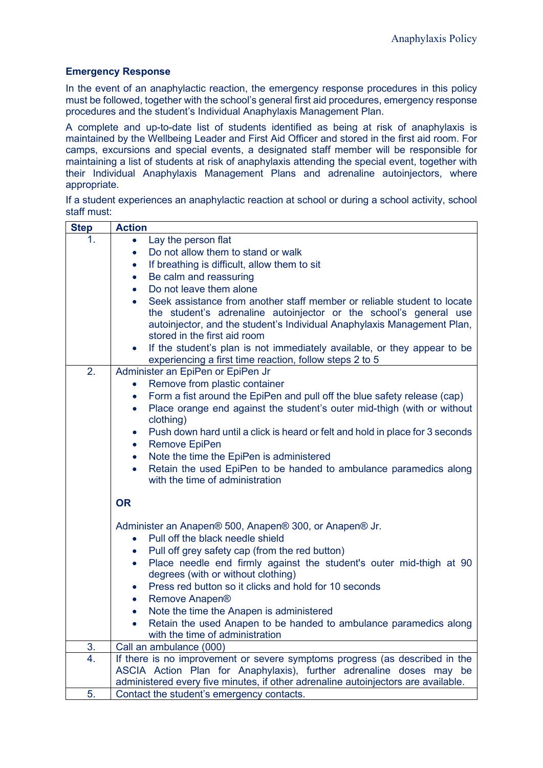### Emergency Response

In the event of an anaphylactic reaction, the emergency response procedures in this policy must be followed, together with the school's general first aid procedures, emergency response procedures and the student's Individual Anaphylaxis Management Plan.

A complete and up-to-date list of students identified as being at risk of anaphylaxis is maintained by the Wellbeing Leader and First Aid Officer and stored in the first aid room. For camps, excursions and special events, a designated staff member will be responsible for maintaining a list of students at risk of anaphylaxis attending the special event, together with their Individual Anaphylaxis Management Plans and adrenaline autoinjectors, where appropriate.

If a student experiences an anaphylactic reaction at school or during a school activity, school staff must:

| Step | Action |
|---|---|
| 1. | • Lay the person flat<br>• Do not allow them to stand or walk<br>• If breathing is difficult, allow them to sit<br>• Be calm and reassuring<br>• Do not leave them alone<br>• Seek assistance from another staff member or reliable student to locate the student's adrenaline autoinjector or the school's general use autoinjector, and the student's Individual Anaphylaxis Management Plan, stored in the first aid room<br>• If the student's plan is not immediately available, or they appear to be experiencing a first time reaction, follow steps 2 to 5 |
| 2. | Administer an EpiPen or EpiPen Jr<br>• Remove from plastic container<br>• Form a fist around the EpiPen and pull off the blue safety release (cap)<br>• Place orange end against the student's outer mid-thigh (with or without clothing)<br>• Push down hard until a click is heard or felt and hold in place for 3 seconds<br>• Remove EpiPen<br>• Note the time the EpiPen is administered<br>• Retain the used EpiPen to be handed to ambulance paramedics along with the time of administration<br><br>**OR**<br><br>Administer an Anapen® 500, Anapen® 300, or Anapen® Jr.<br>• Pull off the black needle shield<br>• Pull off grey safety cap (from the red button)<br>• Place needle end firmly against the student's outer mid-thigh at 90 degrees (with or without clothing)<br>• Press red button so it clicks and hold for 10 seconds<br>• Remove Anapen®<br>• Note the time the Anapen is administered<br>• Retain the used Anapen to be handed to ambulance paramedics along with the time of administration |
| 3. | Call an ambulance (000) |
| 4. | If there is no improvement or severe symptoms progress (as described in the ASCIA Action Plan for Anaphylaxis), further adrenaline doses may be administered every five minutes, if other adrenaline autoinjectors are available. |
| 5. | Contact the student's emergency contacts. |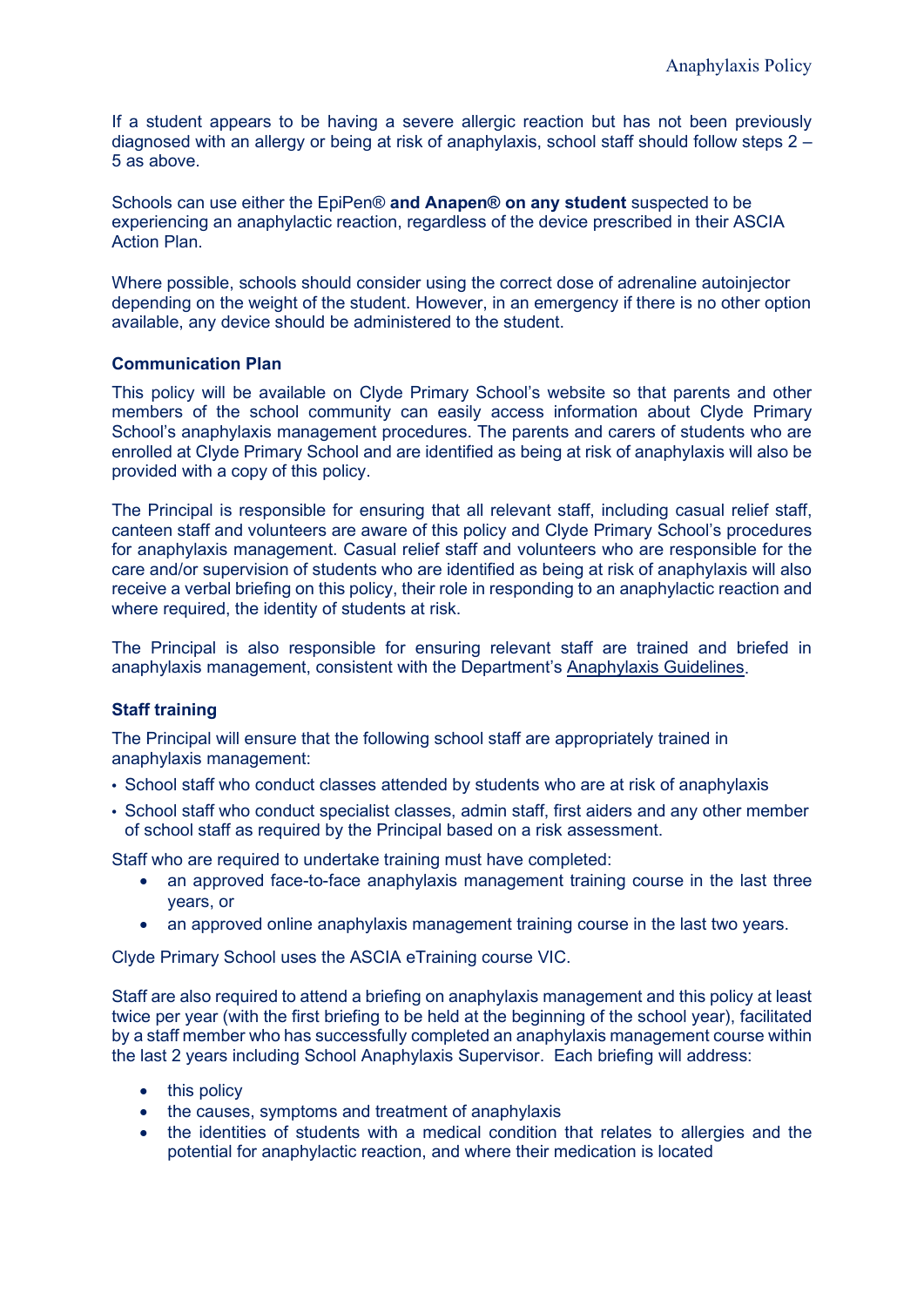If a student appears to be having a severe allergic reaction but has not been previously diagnosed with an allergy or being at risk of anaphylaxis, school staff should follow steps 2 – 5 as above.

Schools can use either the EpiPen® **and Anapen® on any student** suspected to be experiencing an anaphylactic reaction, regardless of the device prescribed in their ASCIA Action Plan.

Where possible, schools should consider using the correct dose of adrenaline autoinjector depending on the weight of the student. However, in an emergency if there is no other option available, any device should be administered to the student.

### Communication Plan

This policy will be available on Clyde Primary School's website so that parents and other members of the school community can easily access information about Clyde Primary School's anaphylaxis management procedures. The parents and carers of students who are enrolled at Clyde Primary School and are identified as being at risk of anaphylaxis will also be provided with a copy of this policy.

The Principal is responsible for ensuring that all relevant staff, including casual relief staff, canteen staff and volunteers are aware of this policy and Clyde Primary School's procedures for anaphylaxis management. Casual relief staff and volunteers who are responsible for the care and/or supervision of students who are identified as being at risk of anaphylaxis will also receive a verbal briefing on this policy, their role in responding to an anaphylactic reaction and where required, the identity of students at risk.

The Principal is also responsible for ensuring relevant staff are trained and briefed in anaphylaxis management, consistent with the Department's Anaphylaxis Guidelines.

### Staff training

The Principal will ensure that the following school staff are appropriately trained in anaphylaxis management:

- School staff who conduct classes attended by students who are at risk of anaphylaxis
- School staff who conduct specialist classes, admin staff, first aiders and any other member of school staff as required by the Principal based on a risk assessment.

Staff who are required to undertake training must have completed:

- an approved face-to-face anaphylaxis management training course in the last three years, or
- an approved online anaphylaxis management training course in the last two years.

Clyde Primary School uses the ASCIA eTraining course VIC.

Staff are also required to attend a briefing on anaphylaxis management and this policy at least twice per year (with the first briefing to be held at the beginning of the school year), facilitated by a staff member who has successfully completed an anaphylaxis management course within the last 2 years including School Anaphylaxis Supervisor. Each briefing will address:

- this policy
- the causes, symptoms and treatment of anaphylaxis
- the identities of students with a medical condition that relates to allergies and the potential for anaphylactic reaction, and where their medication is located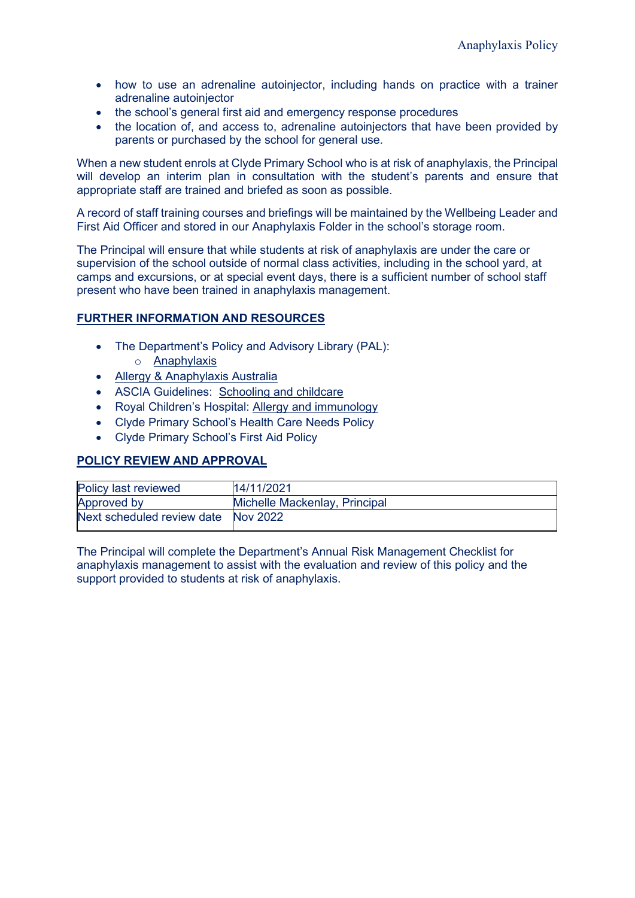- how to use an adrenaline autoinjector, including hands on practice with a trainer adrenaline autoinjector
- the school's general first aid and emergency response procedures
- the location of, and access to, adrenaline autoinjectors that have been provided by parents or purchased by the school for general use.

When a new student enrols at Clyde Primary School who is at risk of anaphylaxis, the Principal will develop an interim plan in consultation with the student's parents and ensure that appropriate staff are trained and briefed as soon as possible.

A record of staff training courses and briefings will be maintained by the Wellbeing Leader and First Aid Officer and stored in our Anaphylaxis Folder in the school's storage room.

The Principal will ensure that while students at risk of anaphylaxis are under the care or supervision of the school outside of normal class activities, including in the school yard, at camps and excursions, or at special event days, there is a sufficient number of school staff present who have been trained in anaphylaxis management.

## FURTHER INFORMATION AND RESOURCES

- The Department's Policy and Advisory Library (PAL):
  - Anaphylaxis
- Allergy & Anaphylaxis Australia
- ASCIA Guidelines: Schooling and childcare
- Royal Children's Hospital: Allergy and immunology
- Clyde Primary School's Health Care Needs Policy
- Clyde Primary School's First Aid Policy

## POLICY REVIEW AND APPROVAL

| | |
|---|---|
| Policy last reviewed | 14/11/2021 |
| Approved by | Michelle Mackenlay, Principal |
| Next scheduled review date | Nov 2022 |

The Principal will complete the Department's Annual Risk Management Checklist for anaphylaxis management to assist with the evaluation and review of this policy and the support provided to students at risk of anaphylaxis.